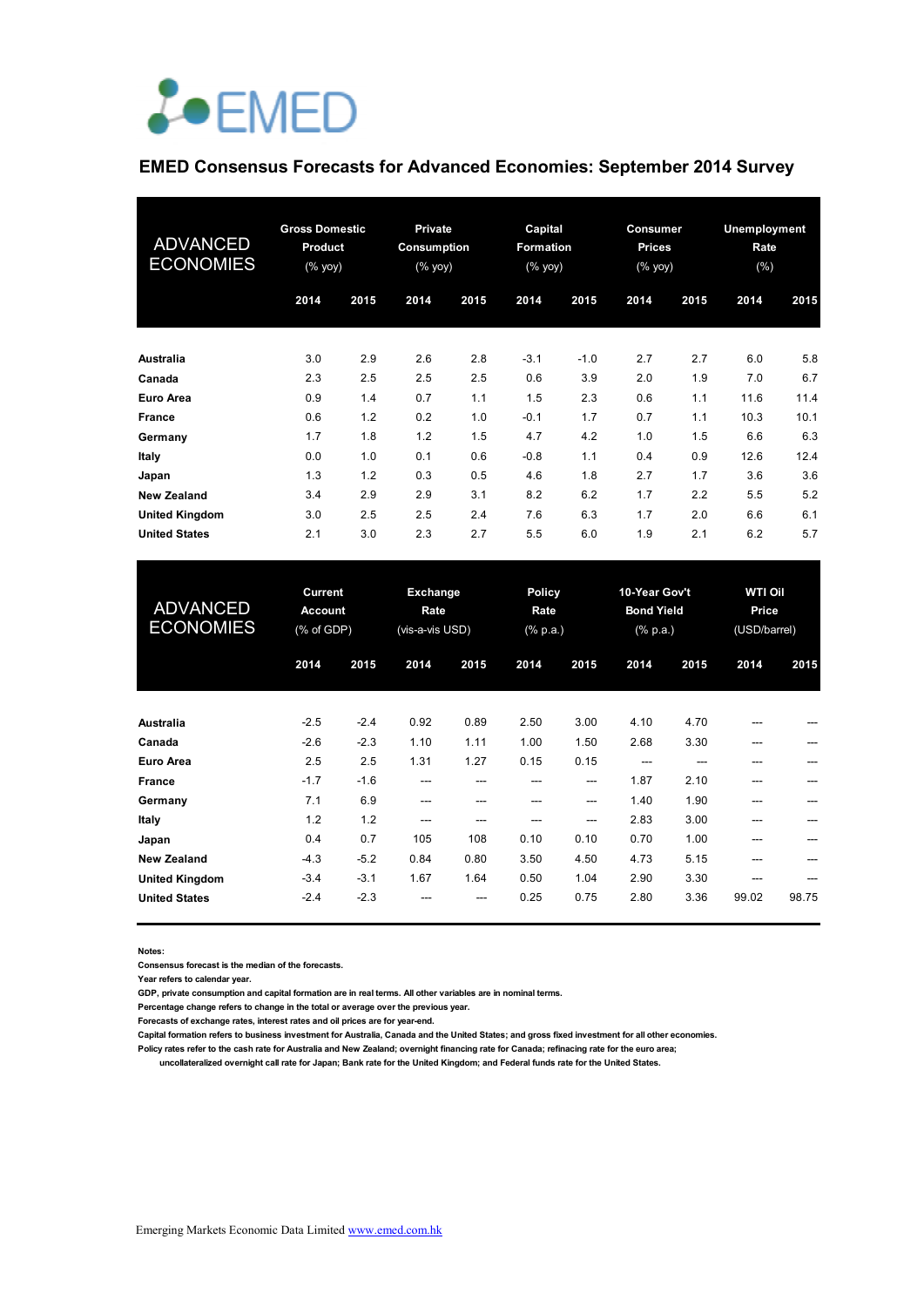EMED

## EMED Consensus Forecasts for Advanced Economies: September 2014 Survey

| ADVANCED ECONOMIES | Gross Domestic Product (% yoy) | | Private Consumption (% yoy) | | Capital Formation (% yoy) | | Consumer Prices (% yoy) | | Unemployment Rate (%) | |
|---|---|---|---|---|---|---|---|---|---|---|
| | 2014 | 2015 | 2014 | 2015 | 2014 | 2015 | 2014 | 2015 | 2014 | 2015 |
| **Australia** | 3.0 | 2.9 | 2.6 | 2.8 | -3.1 | -1.0 | 2.7 | 2.7 | 6.0 | 5.8 |
| **Canada** | 2.3 | 2.5 | 2.5 | 2.5 | 0.6 | 3.9 | 2.0 | 1.9 | 7.0 | 6.7 |
| **Euro Area** | 0.9 | 1.4 | 0.7 | 1.1 | 1.5 | 2.3 | 0.6 | 1.1 | 11.6 | 11.4 |
| **France** | 0.6 | 1.2 | 0.2 | 1.0 | -0.1 | 1.7 | 0.7 | 1.1 | 10.3 | 10.1 |
| **Germany** | 1.7 | 1.8 | 1.2 | 1.5 | 4.7 | 4.2 | 1.0 | 1.5 | 6.6 | 6.3 |
| **Italy** | 0.0 | 1.0 | 0.1 | 0.6 | -0.8 | 1.1 | 0.4 | 0.9 | 12.6 | 12.4 |
| **Japan** | 1.3 | 1.2 | 0.3 | 0.5 | 4.6 | 1.8 | 2.7 | 1.7 | 3.6 | 3.6 |
| **New Zealand** | 3.4 | 2.9 | 2.9 | 3.1 | 8.2 | 6.2 | 1.7 | 2.2 | 5.5 | 5.2 |
| **United Kingdom** | 3.0 | 2.5 | 2.5 | 2.4 | 7.6 | 6.3 | 1.7 | 2.0 | 6.6 | 6.1 |
| **United States** | 2.1 | 3.0 | 2.3 | 2.7 | 5.5 | 6.0 | 1.9 | 2.1 | 6.2 | 5.7 |

| ADVANCED ECONOMIES | Current Account (% of GDP) | | Exchange Rate (vis-a-vis USD) | | Policy Rate (% p.a.) | | 10-Year Gov't Bond Yield (% p.a.) | | WTI Oil Price (USD/barrel) | |
|---|---|---|---|---|---|---|---|---|---|---|
| | 2014 | 2015 | 2014 | 2015 | 2014 | 2015 | 2014 | 2015 | 2014 | 2015 |
| **Australia** | -2.5 | -2.4 | 0.92 | 0.89 | 2.50 | 3.00 | 4.10 | 4.70 | --- | --- |
| **Canada** | -2.6 | -2.3 | 1.10 | 1.11 | 1.00 | 1.50 | 2.68 | 3.30 | --- | --- |
| **Euro Area** | 2.5 | 2.5 | 1.31 | 1.27 | 0.15 | 0.15 | --- | --- | --- | --- |
| **France** | -1.7 | -1.6 | --- | --- | --- | --- | 1.87 | 2.10 | --- | --- |
| **Germany** | 7.1 | 6.9 | --- | --- | --- | --- | 1.40 | 1.90 | --- | --- |
| **Italy** | 1.2 | 1.2 | --- | --- | --- | --- | 2.83 | 3.00 | --- | --- |
| **Japan** | 0.4 | 0.7 | 105 | 108 | 0.10 | 0.10 | 0.70 | 1.00 | --- | --- |
| **New Zealand** | -4.3 | -5.2 | 0.84 | 0.80 | 3.50 | 4.50 | 4.73 | 5.15 | --- | --- |
| **United Kingdom** | -3.4 | -3.1 | 1.67 | 1.64 | 0.50 | 1.04 | 2.90 | 3.30 | --- | --- |
| **United States** | -2.4 | -2.3 | --- | --- | 0.25 | 0.75 | 2.80 | 3.36 | 99.02 | 98.75 |

**Notes:**
**Consensus forecast is the median of the forecasts.**
**Year refers to calendar year.**
**GDP, private consumption and capital formation are in real terms. All other variables are in nominal terms.**
**Percentage change refers to change in the total or average over the previous year.**
**Forecasts of exchange rates, interest rates and oil prices are for year-end.**
**Capital formation refers to business investment for Australia, Canada and the United States; and gross fixed investment for all other economies.**
**Policy rates refer to the cash rate for Australia and New Zealand; overnight financing rate for Canada; refinacing rate for the euro area; uncollateralized overnight call rate for Japan; Bank rate for the United Kingdom; and Federal funds rate for the United States.**

Emerging Markets Economic Data Limited www.emed.com.hk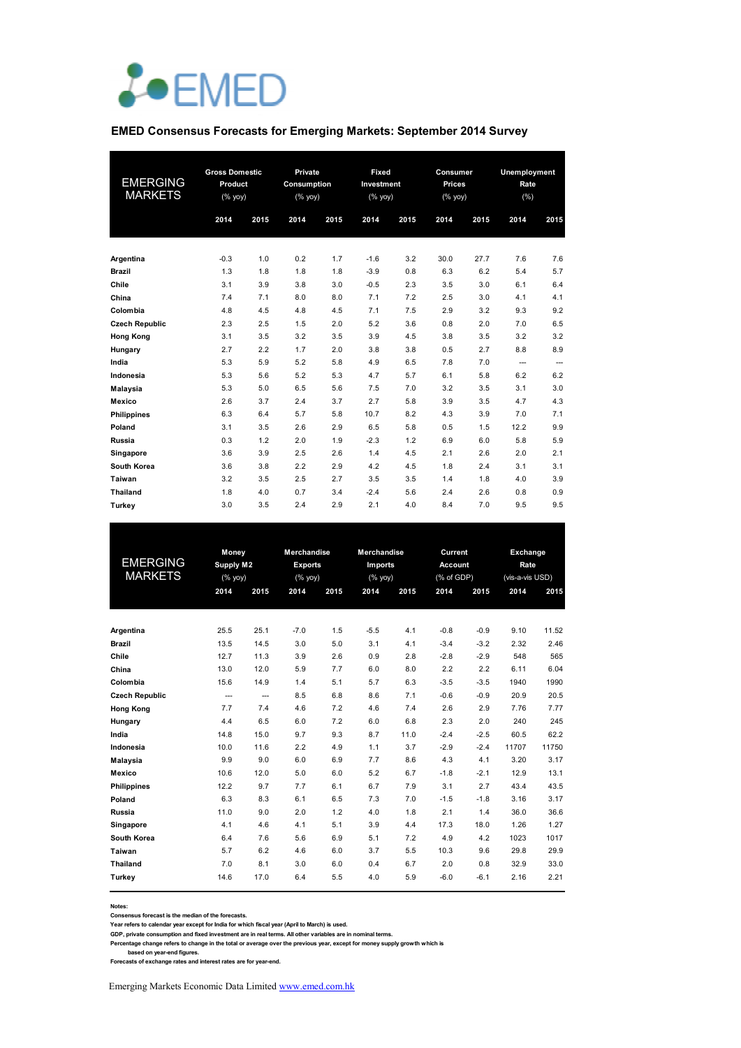# EMED

## EMED Consensus Forecasts for Emerging Markets: September 2014 Survey

| EMERGING MARKETS | Gross Domestic Product (% yoy) | | Private Consumption (% yoy) | | Fixed Investment (% yoy) | | Consumer Prices (% yoy) | | Unemployment Rate (%) | |
|---|---|---|---|---|---|---|---|---|---|---|
| | 2014 | 2015 | 2014 | 2015 | 2014 | 2015 | 2014 | 2015 | 2014 | 2015 |
| **Argentina** | -0.3 | 1.0 | 0.2 | 1.7 | -1.6 | 3.2 | 30.0 | 27.7 | 7.6 | 7.6 |
| **Brazil** | 1.3 | 1.8 | 1.8 | 1.8 | -3.9 | 0.8 | 6.3 | 6.2 | 5.4 | 5.7 |
| **Chile** | 3.1 | 3.9 | 3.8 | 3.0 | -0.5 | 2.3 | 3.5 | 3.0 | 6.1 | 6.4 |
| **China** | 7.4 | 7.1 | 8.0 | 8.0 | 7.1 | 7.2 | 2.5 | 3.0 | 4.1 | 4.1 |
| **Colombia** | 4.8 | 4.5 | 4.8 | 4.5 | 7.1 | 7.5 | 2.9 | 3.2 | 9.3 | 9.2 |
| **Czech Republic** | 2.3 | 2.5 | 1.5 | 2.0 | 5.2 | 3.6 | 0.8 | 2.0 | 7.0 | 6.5 |
| **Hong Kong** | 3.1 | 3.5 | 3.2 | 3.5 | 3.9 | 4.5 | 3.8 | 3.5 | 3.2 | 3.2 |
| **Hungary** | 2.7 | 2.2 | 1.7 | 2.0 | 3.8 | 3.8 | 0.5 | 2.7 | 8.8 | 8.9 |
| **India** | 5.3 | 5.9 | 5.2 | 5.8 | 4.9 | 6.5 | 7.8 | 7.0 | --- | --- |
| **Indonesia** | 5.3 | 5.6 | 5.2 | 5.3 | 4.7 | 5.7 | 6.1 | 5.8 | 6.2 | 6.2 |
| **Malaysia** | 5.3 | 5.0 | 6.5 | 5.6 | 7.5 | 7.0 | 3.2 | 3.5 | 3.1 | 3.0 |
| **Mexico** | 2.6 | 3.7 | 2.4 | 3.7 | 2.7 | 5.8 | 3.9 | 3.5 | 4.7 | 4.3 |
| **Philippines** | 6.3 | 6.4 | 5.7 | 5.8 | 10.7 | 8.2 | 4.3 | 3.9 | 7.0 | 7.1 |
| **Poland** | 3.1 | 3.5 | 2.6 | 2.9 | 6.5 | 5.8 | 0.5 | 1.5 | 12.2 | 9.9 |
| **Russia** | 0.3 | 1.2 | 2.0 | 1.9 | -2.3 | 1.2 | 6.9 | 6.0 | 5.8 | 5.9 |
| **Singapore** | 3.6 | 3.9 | 2.5 | 2.6 | 1.4 | 4.5 | 2.1 | 2.6 | 2.0 | 2.1 |
| **South Korea** | 3.6 | 3.8 | 2.2 | 2.9 | 4.2 | 4.5 | 1.8 | 2.4 | 3.1 | 3.1 |
| **Taiwan** | 3.2 | 3.5 | 2.5 | 2.7 | 3.5 | 3.5 | 1.4 | 1.8 | 4.0 | 3.9 |
| **Thailand** | 1.8 | 4.0 | 0.7 | 3.4 | -2.4 | 5.6 | 2.4 | 2.6 | 0.8 | 0.9 |
| **Turkey** | 3.0 | 3.5 | 2.4 | 2.9 | 2.1 | 4.0 | 8.4 | 7.0 | 9.5 | 9.5 |

| EMERGING MARKETS | Money Supply M2 (% yoy) | | Merchandise Exports (% yoy) | | Merchandise Imports (% yoy) | | Current Account (% of GDP) | | Exchange Rate (vis-a-vis USD) | |
|---|---|---|---|---|---|---|---|---|---|---|
| | 2014 | 2015 | 2014 | 2015 | 2014 | 2015 | 2014 | 2015 | 2014 | 2015 |
| **Argentina** | 25.5 | 25.1 | -7.0 | 1.5 | -5.5 | 4.1 | -0.8 | -0.9 | 9.10 | 11.52 |
| **Brazil** | 13.5 | 14.5 | 3.0 | 5.0 | 3.1 | 4.1 | -3.4 | -3.2 | 2.32 | 2.46 |
| **Chile** | 12.7 | 11.3 | 3.9 | 2.6 | 0.9 | 2.8 | -2.8 | -2.9 | 548 | 565 |
| **China** | 13.0 | 12.0 | 5.9 | 7.7 | 6.0 | 8.0 | 2.2 | 2.2 | 6.11 | 6.04 |
| **Colombia** | 15.6 | 14.9 | 1.4 | 5.1 | 5.7 | 6.3 | -3.5 | -3.5 | 1940 | 1990 |
| **Czech Republic** | --- | --- | 8.5 | 6.8 | 8.6 | 7.1 | -0.6 | -0.9 | 20.9 | 20.5 |
| **Hong Kong** | 7.7 | 7.4 | 4.6 | 7.2 | 4.6 | 7.4 | 2.6 | 2.9 | 7.76 | 7.77 |
| **Hungary** | 4.4 | 6.5 | 6.0 | 7.2 | 6.0 | 6.8 | 2.3 | 2.0 | 240 | 245 |
| **India** | 14.8 | 15.0 | 9.7 | 9.3 | 8.7 | 11.0 | -2.4 | -2.5 | 60.5 | 62.2 |
| **Indonesia** | 10.0 | 11.6 | 2.2 | 4.9 | 1.1 | 3.7 | -2.9 | -2.4 | 11707 | 11750 |
| **Malaysia** | 9.9 | 9.0 | 6.0 | 6.9 | 7.7 | 8.6 | 4.3 | 4.1 | 3.20 | 3.17 |
| **Mexico** | 10.6 | 12.0 | 5.0 | 6.0 | 5.2 | 6.7 | -1.8 | -2.1 | 12.9 | 13.1 |
| **Philippines** | 12.2 | 9.7 | 7.7 | 6.1 | 6.7 | 7.9 | 3.1 | 2.7 | 43.4 | 43.5 |
| **Poland** | 6.3 | 8.3 | 6.1 | 6.5 | 7.3 | 7.0 | -1.5 | -1.8 | 3.16 | 3.17 |
| **Russia** | 11.0 | 9.0 | 2.0 | 1.2 | 4.0 | 1.8 | 2.1 | 1.4 | 36.0 | 36.6 |
| **Singapore** | 4.1 | 4.6 | 4.1 | 5.1 | 3.9 | 4.4 | 17.3 | 18.0 | 1.26 | 1.27 |
| **South Korea** | 6.4 | 7.6 | 5.6 | 6.9 | 5.1 | 7.2 | 4.9 | 4.2 | 1023 | 1017 |
| **Taiwan** | 5.7 | 6.2 | 4.6 | 6.0 | 3.7 | 5.5 | 10.3 | 9.6 | 29.8 | 29.9 |
| **Thailand** | 7.0 | 8.1 | 3.0 | 6.0 | 0.4 | 6.7 | 2.0 | 0.8 | 32.9 | 33.0 |
| **Turkey** | 14.6 | 17.0 | 6.4 | 5.5 | 4.0 | 5.9 | -6.0 | -6.1 | 2.16 | 2.21 |

**Notes:**
**Consensus forecast is the median of the forecasts.**
**Year refers to calendar year except for India for which fiscal year (April to March) is used.**
**GDP, private consumption and fixed investment are in real terms. All other variables are in nominal terms.**
**Percentage change refers to change in the total or average over the previous year, except for money supply growth which is based on year-end figures.**
**Forecasts of exchange rates and interest rates are for year-end.**

Emerging Markets Economic Data Limited [www.emed.com.hk](www.emed.com.hk)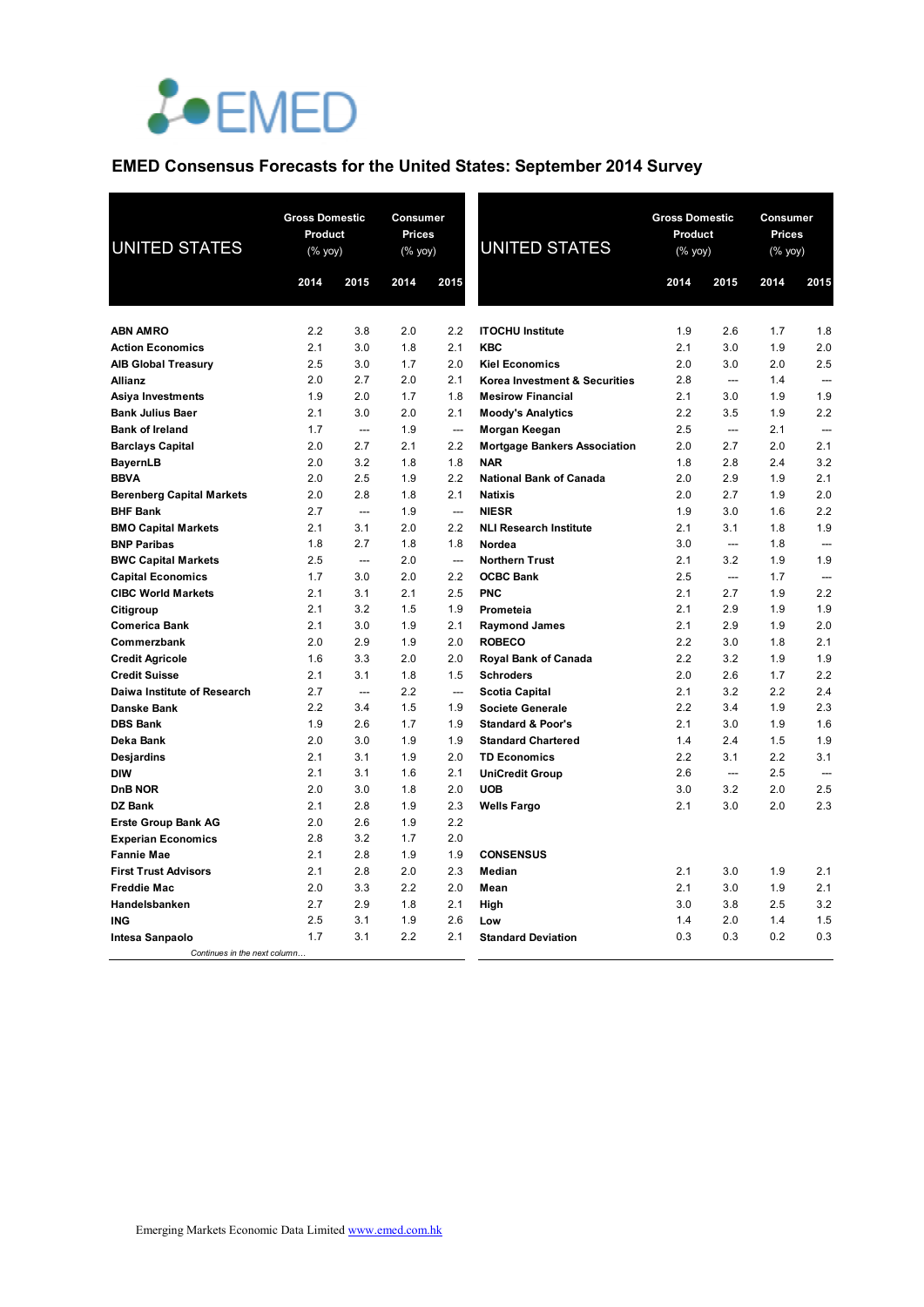EMED

## EMED Consensus Forecasts for the United States: September 2014 Survey

| UNITED STATES | Gross Domestic Product (% yoy) | | Consumer Prices (% yoy) | |
|---|---|---|---|---|
| | 2014 | 2015 | 2014 | 2015 |
| **ABN AMRO** | 2.2 | 3.8 | 2.0 | 2.2 |
| **Action Economics** | 2.1 | 3.0 | 1.8 | 2.1 |
| **AIB Global Treasury** | 2.5 | 3.0 | 1.7 | 2.0 |
| **Allianz** | 2.0 | 2.7 | 2.0 | 2.1 |
| **Asiya Investments** | 1.9 | 2.0 | 1.7 | 1.8 |
| **Bank Julius Baer** | 2.1 | 3.0 | 2.0 | 2.1 |
| **Bank of Ireland** | 1.7 | --- | 1.9 | --- |
| **Barclays Capital** | 2.0 | 2.7 | 2.1 | 2.2 |
| **BayernLB** | 2.0 | 3.2 | 1.8 | 1.8 |
| **BBVA** | 2.0 | 2.5 | 1.9 | 2.2 |
| **Berenberg Capital Markets** | 2.0 | 2.8 | 1.8 | 2.1 |
| **BHF Bank** | 2.7 | --- | 1.9 | --- |
| **BMO Capital Markets** | 2.1 | 3.1 | 2.0 | 2.2 |
| **BNP Paribas** | 1.8 | 2.7 | 1.8 | 1.8 |
| **BWC Capital Markets** | 2.5 | --- | 2.0 | --- |
| **Capital Economics** | 1.7 | 3.0 | 2.0 | 2.2 |
| **CIBC World Markets** | 2.1 | 3.1 | 2.1 | 2.5 |
| **Citigroup** | 2.1 | 3.2 | 1.5 | 1.9 |
| **Comerica Bank** | 2.1 | 3.0 | 1.9 | 2.1 |
| **Commerzbank** | 2.0 | 2.9 | 1.9 | 2.0 |
| **Credit Agricole** | 1.6 | 3.3 | 2.0 | 2.0 |
| **Credit Suisse** | 2.1 | 3.1 | 1.8 | 1.5 |
| **Daiwa Institute of Research** | 2.7 | --- | 2.2 | --- |
| **Danske Bank** | 2.2 | 3.4 | 1.5 | 1.9 |
| **DBS Bank** | 1.9 | 2.6 | 1.7 | 1.9 |
| **Deka Bank** | 2.0 | 3.0 | 1.9 | 1.9 |
| **Desjardins** | 2.1 | 3.1 | 1.9 | 2.0 |
| **DIW** | 2.1 | 3.1 | 1.6 | 2.1 |
| **DnB NOR** | 2.0 | 3.0 | 1.8 | 2.0 |
| **DZ Bank** | 2.1 | 2.8 | 1.9 | 2.3 |
| **Erste Group Bank AG** | 2.0 | 2.6 | 1.9 | 2.2 |
| **Experian Economics** | 2.8 | 3.2 | 1.7 | 2.0 |
| **Fannie Mae** | 2.1 | 2.8 | 1.9 | 1.9 |
| **First Trust Advisors** | 2.1 | 2.8 | 2.0 | 2.3 |
| **Freddie Mac** | 2.0 | 3.3 | 2.2 | 2.0 |
| **Handelsbanken** | 2.7 | 2.9 | 1.8 | 2.1 |
| **ING** | 2.5 | 3.1 | 1.9 | 2.6 |
| **Intesa Sanpaolo** | 1.7 | 3.1 | 2.2 | 2.1 |
| **ITOCHU Institute** | 1.9 | 2.6 | 1.7 | 1.8 |
| **KBC** | 2.1 | 3.0 | 1.9 | 2.0 |
| **Kiel Economics** | 2.0 | 3.0 | 2.0 | 2.5 |
| **Korea Investment & Securities** | 2.8 | --- | 1.4 | --- |
| **Mesirow Financial** | 2.1 | 3.0 | 1.9 | 1.9 |
| **Moody's Analytics** | 2.2 | 3.5 | 1.9 | 2.2 |
| **Morgan Keegan** | 2.5 | --- | 2.1 | --- |
| **Mortgage Bankers Association** | 2.0 | 2.7 | 2.0 | 2.1 |
| **NAR** | 1.8 | 2.8 | 2.4 | 3.2 |
| **National Bank of Canada** | 2.0 | 2.9 | 1.9 | 2.1 |
| **Natixis** | 2.0 | 2.7 | 1.9 | 2.0 |
| **NIESR** | 1.9 | 3.0 | 1.6 | 2.2 |
| **NLI Research Institute** | 2.1 | 3.1 | 1.8 | 1.9 |
| **Nordea** | 3.0 | --- | 1.8 | --- |
| **Northern Trust** | 2.1 | 3.2 | 1.9 | 1.9 |
| **OCBC Bank** | 2.5 | --- | 1.7 | --- |
| **PNC** | 2.1 | 2.7 | 1.9 | 2.2 |
| **Prometeia** | 2.1 | 2.9 | 1.9 | 1.9 |
| **Raymond James** | 2.1 | 2.9 | 1.9 | 2.0 |
| **ROBECO** | 2.2 | 3.0 | 1.8 | 2.1 |
| **Royal Bank of Canada** | 2.2 | 3.2 | 1.9 | 1.9 |
| **Schroders** | 2.0 | 2.6 | 1.7 | 2.2 |
| **Scotia Capital** | 2.1 | 3.2 | 2.2 | 2.4 |
| **Societe Generale** | 2.2 | 3.4 | 1.9 | 2.3 |
| **Standard & Poor's** | 2.1 | 3.0 | 1.9 | 1.6 |
| **Standard Chartered** | 1.4 | 2.4 | 1.5 | 1.9 |
| **TD Economics** | 2.2 | 3.1 | 2.2 | 3.1 |
| **UniCredit Group** | 2.6 | --- | 2.5 | --- |
| **UOB** | 3.0 | 3.2 | 2.0 | 2.5 |
| **Wells Fargo** | 2.1 | 3.0 | 2.0 | 2.3 |
| **CONSENSUS** | | | | |
| **Median** | 2.1 | 3.0 | 1.9 | 2.1 |
| **Mean** | 2.1 | 3.0 | 1.9 | 2.1 |
| **High** | 3.0 | 3.8 | 2.5 | 3.2 |
| **Low** | 1.4 | 2.0 | 1.4 | 1.5 |
| **Standard Deviation** | 0.3 | 0.3 | 0.2 | 0.3 |

Emerging Markets Economic Data Limited www.emed.com.hk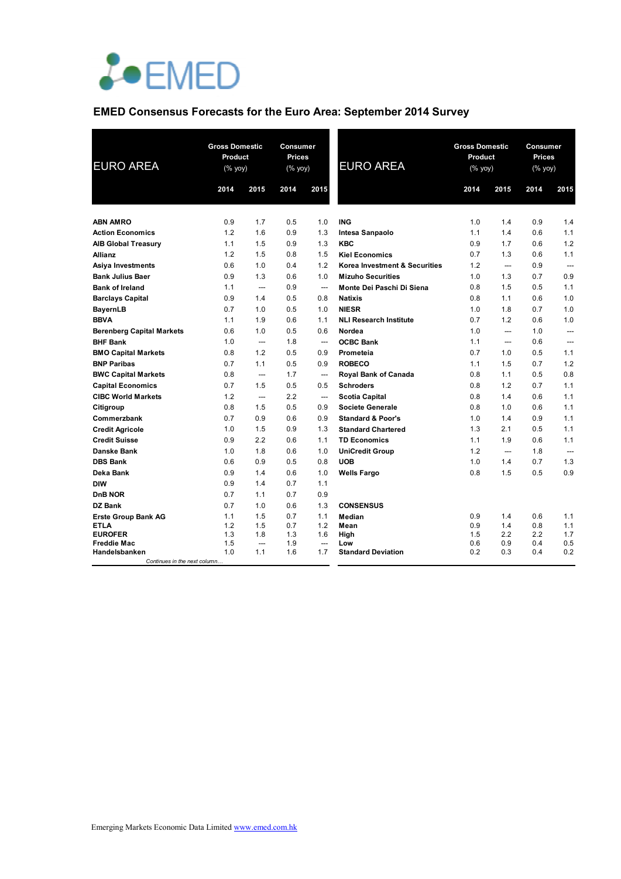EMED

## EMED Consensus Forecasts for the Euro Area: September 2014 Survey

| EURO AREA | Gross Domestic Product (% yoy) | | Consumer Prices (% yoy) | |
|---|---|---|---|---|
| | 2014 | 2015 | 2014 | 2015 |
| **ABN AMRO** | 0.9 | 1.7 | 0.5 | 1.0 |
| **Action Economics** | 1.2 | 1.6 | 0.9 | 1.3 |
| **AIB Global Treasury** | 1.1 | 1.5 | 0.9 | 1.3 |
| **Allianz** | 1.2 | 1.5 | 0.8 | 1.5 |
| **Asiya Investments** | 0.6 | 1.0 | 0.4 | 1.2 |
| **Bank Julius Baer** | 0.9 | 1.3 | 0.6 | 1.0 |
| **Bank of Ireland** | 1.1 | --- | 0.9 | --- |
| **Barclays Capital** | 0.9 | 1.4 | 0.5 | 0.8 |
| **BayernLB** | 0.7 | 1.0 | 0.5 | 1.0 |
| **BBVA** | 1.1 | 1.9 | 0.6 | 1.1 |
| **Berenberg Capital Markets** | 0.6 | 1.0 | 0.5 | 0.6 |
| **BHF Bank** | 1.0 | --- | 1.8 | --- |
| **BMO Capital Markets** | 0.8 | 1.2 | 0.5 | 0.9 |
| **BNP Paribas** | 0.7 | 1.1 | 0.5 | 0.9 |
| **BWC Capital Markets** | 0.8 | --- | 1.7 | --- |
| **Capital Economics** | 0.7 | 1.5 | 0.5 | 0.5 |
| **CIBC World Markets** | 1.2 | --- | 2.2 | --- |
| **Citigroup** | 0.8 | 1.5 | 0.5 | 0.9 |
| **Commerzbank** | 0.7 | 0.9 | 0.6 | 0.9 |
| **Credit Agricole** | 1.0 | 1.5 | 0.9 | 1.3 |
| **Credit Suisse** | 0.9 | 2.2 | 0.6 | 1.1 |
| **Danske Bank** | 1.0 | 1.8 | 0.6 | 1.0 |
| **DBS Bank** | 0.6 | 0.9 | 0.5 | 0.8 |
| **Deka Bank** | 0.9 | 1.4 | 0.6 | 1.0 |
| **DIW** | 0.9 | 1.4 | 0.7 | 1.1 |
| **DnB NOR** | 0.7 | 1.1 | 0.7 | 0.9 |
| **DZ Bank** | 0.7 | 1.0 | 0.6 | 1.3 |
| **Erste Group Bank AG** | 1.1 | 1.5 | 0.7 | 1.1 |
| **ETLA** | 1.2 | 1.5 | 0.7 | 1.2 |
| **EUROFER** | 1.3 | 1.8 | 1.3 | 1.6 |
| **Freddie Mac** | 1.5 | --- | 1.9 | --- |
| **Handelsbanken** | 1.0 | 1.1 | 1.6 | 1.7 |
| **ING** | 1.0 | 1.4 | 0.9 | 1.4 |
| **Intesa Sanpaolo** | 1.1 | 1.4 | 0.6 | 1.1 |
| **KBC** | 0.9 | 1.7 | 0.6 | 1.2 |
| **Kiel Economics** | 0.7 | 1.3 | 0.6 | 1.1 |
| **Korea Investment & Securities** | 1.2 | --- | 0.9 | --- |
| **Mizuho Securities** | 1.0 | 1.3 | 0.7 | 0.9 |
| **Monte Dei Paschi Di Siena** | 0.8 | 1.5 | 0.5 | 1.1 |
| **Natixis** | 0.8 | 1.1 | 0.6 | 1.0 |
| **NIESR** | 1.0 | 1.8 | 0.7 | 1.0 |
| **NLI Research Institute** | 0.7 | 1.2 | 0.6 | 1.0 |
| **Nordea** | 1.0 | --- | 1.0 | --- |
| **OCBC Bank** | 1.1 | --- | 0.6 | --- |
| **Prometeia** | 0.7 | 1.0 | 0.5 | 1.1 |
| **ROBECO** | 1.1 | 1.5 | 0.7 | 1.2 |
| **Royal Bank of Canada** | 0.8 | 1.1 | 0.5 | 0.8 |
| **Schroders** | 0.8 | 1.2 | 0.7 | 1.1 |
| **Scotia Capital** | 0.8 | 1.4 | 0.6 | 1.1 |
| **Societe Generale** | 0.8 | 1.0 | 0.6 | 1.1 |
| **Standard & Poor's** | 1.0 | 1.4 | 0.9 | 1.1 |
| **Standard Chartered** | 1.3 | 2.1 | 0.5 | 1.1 |
| **TD Economics** | 1.1 | 1.9 | 0.6 | 1.1 |
| **UniCredit Group** | 1.2 | --- | 1.8 | --- |
| **UOB** | 1.0 | 1.4 | 0.7 | 1.3 |
| **Wells Fargo** | 0.8 | 1.5 | 0.5 | 0.9 |
| **CONSENSUS** | | | | |
| **Median** | 0.9 | 1.4 | 0.6 | 1.1 |
| **Mean** | 0.9 | 1.4 | 0.8 | 1.1 |
| **High** | 1.5 | 2.2 | 2.2 | 1.7 |
| **Low** | 0.6 | 0.9 | 0.4 | 0.5 |
| **Standard Deviation** | 0.2 | 0.3 | 0.4 | 0.2 |

*Continues in the next column…*

Emerging Markets Economic Data Limited www.emed.com.hk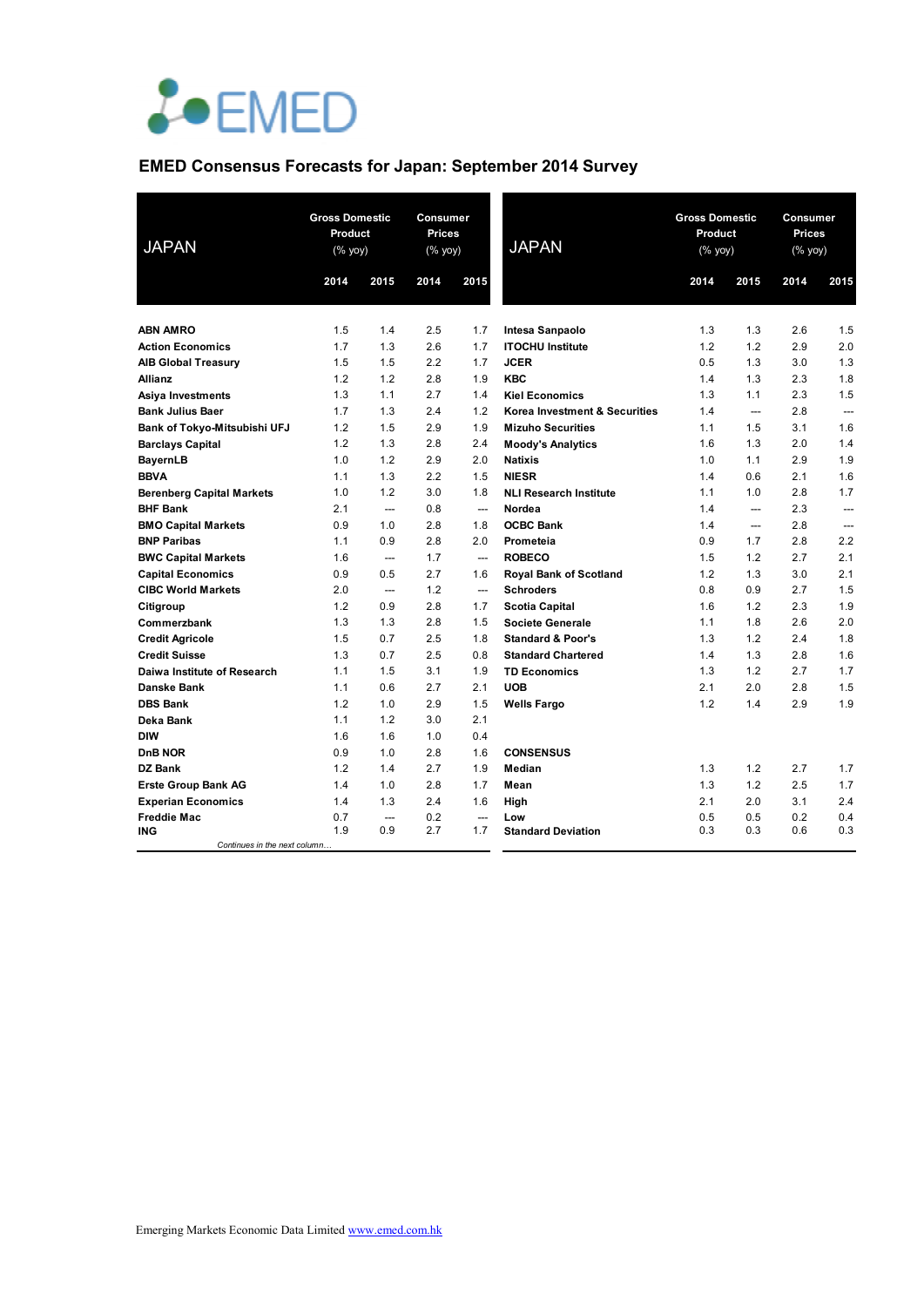EMED

## EMED Consensus Forecasts for Japan: September 2014 Survey

| JAPAN | Gross Domestic Product (% yoy) | | Consumer Prices (% yoy) | |
|---|---|---|---|---|
| | 2014 | 2015 | 2014 | 2015 |
| **ABN AMRO** | 1.5 | 1.4 | 2.5 | 1.7 |
| **Action Economics** | 1.7 | 1.3 | 2.6 | 1.7 |
| **AIB Global Treasury** | 1.5 | 1.5 | 2.2 | 1.7 |
| **Allianz** | 1.2 | 1.2 | 2.8 | 1.9 |
| **Asiya Investments** | 1.3 | 1.1 | 2.7 | 1.4 |
| **Bank Julius Baer** | 1.7 | 1.3 | 2.4 | 1.2 |
| **Bank of Tokyo-Mitsubishi UFJ** | 1.2 | 1.5 | 2.9 | 1.9 |
| **Barclays Capital** | 1.2 | 1.3 | 2.8 | 2.4 |
| **BayernLB** | 1.0 | 1.2 | 2.9 | 2.0 |
| **BBVA** | 1.1 | 1.3 | 2.2 | 1.5 |
| **Berenberg Capital Markets** | 1.0 | 1.2 | 3.0 | 1.8 |
| **BHF Bank** | 2.1 | --- | 0.8 | --- |
| **BMO Capital Markets** | 0.9 | 1.0 | 2.8 | 1.8 |
| **BNP Paribas** | 1.1 | 0.9 | 2.8 | 2.0 |
| **BWC Capital Markets** | 1.6 | --- | 1.7 | --- |
| **Capital Economics** | 0.9 | 0.5 | 2.7 | 1.6 |
| **CIBC World Markets** | 2.0 | --- | 1.2 | --- |
| **Citigroup** | 1.2 | 0.9 | 2.8 | 1.7 |
| **Commerzbank** | 1.3 | 1.3 | 2.8 | 1.5 |
| **Credit Agricole** | 1.5 | 0.7 | 2.5 | 1.8 |
| **Credit Suisse** | 1.3 | 0.7 | 2.5 | 0.8 |
| **Daiwa Institute of Research** | 1.1 | 1.5 | 3.1 | 1.9 |
| **Danske Bank** | 1.1 | 0.6 | 2.7 | 2.1 |
| **DBS Bank** | 1.2 | 1.0 | 2.9 | 1.5 |
| **Deka Bank** | 1.1 | 1.2 | 3.0 | 2.1 |
| **DIW** | 1.6 | 1.6 | 1.0 | 0.4 |
| **DnB NOR** | 0.9 | 1.0 | 2.8 | 1.6 |
| **DZ Bank** | 1.2 | 1.4 | 2.7 | 1.9 |
| **Erste Group Bank AG** | 1.4 | 1.0 | 2.8 | 1.7 |
| **Experian Economics** | 1.4 | 1.3 | 2.4 | 1.6 |
| **Freddie Mac** | 0.7 | --- | 0.2 | --- |
| **ING** | 1.9 | 0.9 | 2.7 | 1.7 |
| **Intesa Sanpaolo** | 1.3 | 1.3 | 2.6 | 1.5 |
| **ITOCHU Institute** | 1.2 | 1.2 | 2.9 | 2.0 |
| **JCER** | 0.5 | 1.3 | 3.0 | 1.3 |
| **KBC** | 1.4 | 1.3 | 2.3 | 1.8 |
| **Kiel Economics** | 1.3 | 1.1 | 2.3 | 1.5 |
| **Korea Investment & Securities** | 1.4 | --- | 2.8 | --- |
| **Mizuho Securities** | 1.1 | 1.5 | 3.1 | 1.6 |
| **Moody's Analytics** | 1.6 | 1.3 | 2.0 | 1.4 |
| **Natixis** | 1.0 | 1.1 | 2.9 | 1.9 |
| **NIESR** | 1.4 | 0.6 | 2.1 | 1.6 |
| **NLI Research Institute** | 1.1 | 1.0 | 2.8 | 1.7 |
| **Nordea** | 1.4 | --- | 2.3 | --- |
| **OCBC Bank** | 1.4 | --- | 2.8 | --- |
| **Prometeia** | 0.9 | 1.7 | 2.8 | 2.2 |
| **ROBECO** | 1.5 | 1.2 | 2.7 | 2.1 |
| **Royal Bank of Scotland** | 1.2 | 1.3 | 3.0 | 2.1 |
| **Schroders** | 0.8 | 0.9 | 2.7 | 1.5 |
| **Scotia Capital** | 1.6 | 1.2 | 2.3 | 1.9 |
| **Societe Generale** | 1.1 | 1.8 | 2.6 | 2.0 |
| **Standard & Poor's** | 1.3 | 1.2 | 2.4 | 1.8 |
| **Standard Chartered** | 1.4 | 1.3 | 2.8 | 1.6 |
| **TD Economics** | 1.3 | 1.2 | 2.7 | 1.7 |
| **UOB** | 2.1 | 2.0 | 2.8 | 1.5 |
| **Wells Fargo** | 1.2 | 1.4 | 2.9 | 1.9 |
| **CONSENSUS** | | | | |
| **Median** | 1.3 | 1.2 | 2.7 | 1.7 |
| **Mean** | 1.3 | 1.2 | 2.5 | 1.7 |
| **High** | 2.1 | 2.0 | 3.1 | 2.4 |
| **Low** | 0.5 | 0.5 | 0.2 | 0.4 |
| **Standard Deviation** | 0.3 | 0.3 | 0.6 | 0.3 |

Emerging Markets Economic Data Limited www.emed.com.hk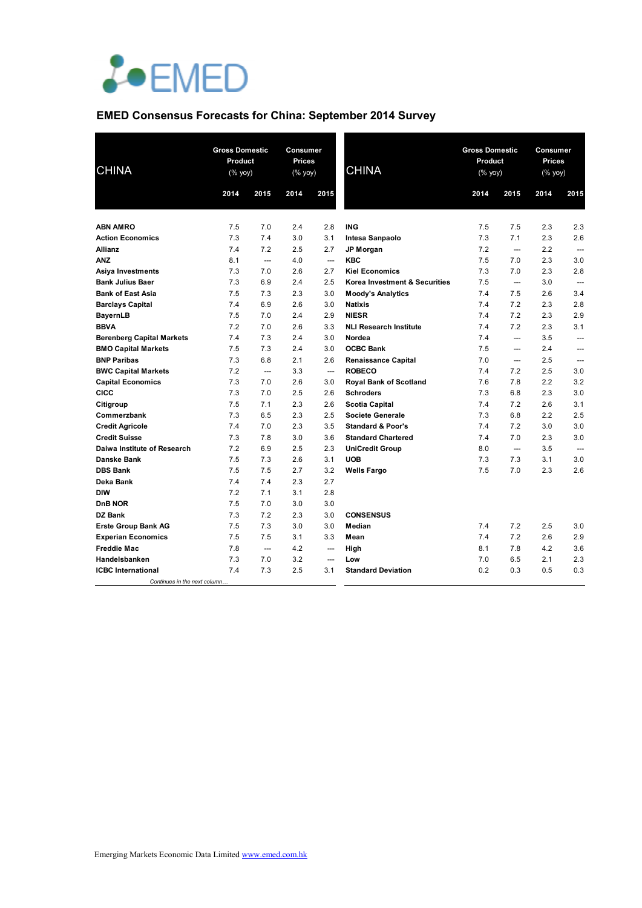EMED

## EMED Consensus Forecasts for China: September 2014 Survey

| CHINA | Gross Domestic Product (% yoy) | | Consumer Prices (% yoy) | |
|---|---|---|---|---|
| | 2014 | 2015 | 2014 | 2015 |
| **ABN AMRO** | 7.5 | 7.0 | 2.4 | 2.8 |
| **Action Economics** | 7.3 | 7.4 | 3.0 | 3.1 |
| **Allianz** | 7.4 | 7.2 | 2.5 | 2.7 |
| **ANZ** | 8.1 | --- | 4.0 | --- |
| **Asiya Investments** | 7.3 | 7.0 | 2.6 | 2.7 |
| **Bank Julius Baer** | 7.3 | 6.9 | 2.4 | 2.5 |
| **Bank of East Asia** | 7.5 | 7.3 | 2.3 | 3.0 |
| **Barclays Capital** | 7.4 | 6.9 | 2.6 | 3.0 |
| **BayernLB** | 7.5 | 7.0 | 2.4 | 2.9 |
| **BBVA** | 7.2 | 7.0 | 2.6 | 3.3 |
| **Berenberg Capital Markets** | 7.4 | 7.3 | 2.4 | 3.0 |
| **BMO Capital Markets** | 7.5 | 7.3 | 2.4 | 3.0 |
| **BNP Paribas** | 7.3 | 6.8 | 2.1 | 2.6 |
| **BWC Capital Markets** | 7.2 | --- | 3.3 | --- |
| **Capital Economics** | 7.3 | 7.0 | 2.6 | 3.0 |
| **CICC** | 7.3 | 7.0 | 2.5 | 2.6 |
| **Citigroup** | 7.5 | 7.1 | 2.3 | 2.6 |
| **Commerzbank** | 7.3 | 6.5 | 2.3 | 2.5 |
| **Credit Agricole** | 7.4 | 7.0 | 2.3 | 3.5 |
| **Credit Suisse** | 7.3 | 7.8 | 3.0 | 3.6 |
| **Daiwa Institute of Research** | 7.2 | 6.9 | 2.5 | 2.3 |
| **Danske Bank** | 7.5 | 7.3 | 2.6 | 3.1 |
| **DBS Bank** | 7.5 | 7.5 | 2.7 | 3.2 |
| **Deka Bank** | 7.4 | 7.4 | 2.3 | 2.7 |
| **DIW** | 7.2 | 7.1 | 3.1 | 2.8 |
| **DnB NOR** | 7.5 | 7.0 | 3.0 | 3.0 |
| **DZ Bank** | 7.3 | 7.2 | 2.3 | 3.0 |
| **Erste Group Bank AG** | 7.5 | 7.3 | 3.0 | 3.0 |
| **Experian Economics** | 7.5 | 7.5 | 3.1 | 3.3 |
| **Freddie Mac** | 7.8 | --- | 4.2 | --- |
| **Handelsbanken** | 7.3 | 7.0 | 3.2 | --- |
| **ICBC International** | 7.4 | 7.3 | 2.5 | 3.1 |
| **ING** | 7.5 | 7.5 | 2.3 | 2.3 |
| **Intesa Sanpaolo** | 7.3 | 7.1 | 2.3 | 2.6 |
| **JP Morgan** | 7.2 | --- | 2.2 | --- |
| **KBC** | 7.5 | 7.0 | 2.3 | 3.0 |
| **Kiel Economics** | 7.3 | 7.0 | 2.3 | 2.8 |
| **Korea Investment & Securities** | 7.5 | --- | 3.0 | --- |
| **Moody's Analytics** | 7.4 | 7.5 | 2.6 | 3.4 |
| **Natixis** | 7.4 | 7.2 | 2.3 | 2.8 |
| **NIESR** | 7.4 | 7.2 | 2.3 | 2.9 |
| **NLI Research Institute** | 7.4 | 7.2 | 2.3 | 3.1 |
| **Nordea** | 7.4 | --- | 3.5 | --- |
| **OCBC Bank** | 7.5 | --- | 2.4 | --- |
| **Renaissance Capital** | 7.0 | --- | 2.5 | --- |
| **ROBECO** | 7.4 | 7.2 | 2.5 | 3.0 |
| **Royal Bank of Scotland** | 7.6 | 7.8 | 2.2 | 3.2 |
| **Schroders** | 7.3 | 6.8 | 2.3 | 3.0 |
| **Scotia Capital** | 7.4 | 7.2 | 2.6 | 3.1 |
| **Societe Generale** | 7.3 | 6.8 | 2.2 | 2.5 |
| **Standard & Poor's** | 7.4 | 7.2 | 3.0 | 3.0 |
| **Standard Chartered** | 7.4 | 7.0 | 2.3 | 3.0 |
| **UniCredit Group** | 8.0 | --- | 3.5 | --- |
| **UOB** | 7.3 | 7.3 | 3.1 | 3.0 |
| **Wells Fargo** | 7.5 | 7.0 | 2.3 | 2.6 |
| **CONSENSUS** | | | | |
| **Median** | 7.4 | 7.2 | 2.5 | 3.0 |
| **Mean** | 7.4 | 7.2 | 2.6 | 2.9 |
| **High** | 8.1 | 7.8 | 4.2 | 3.6 |
| **Low** | 7.0 | 6.5 | 2.1 | 2.3 |
| **Standard Deviation** | 0.2 | 0.3 | 0.5 | 0.3 |

Emerging Markets Economic Data Limited [www.emed.com.hk](http://www.emed.com.hk)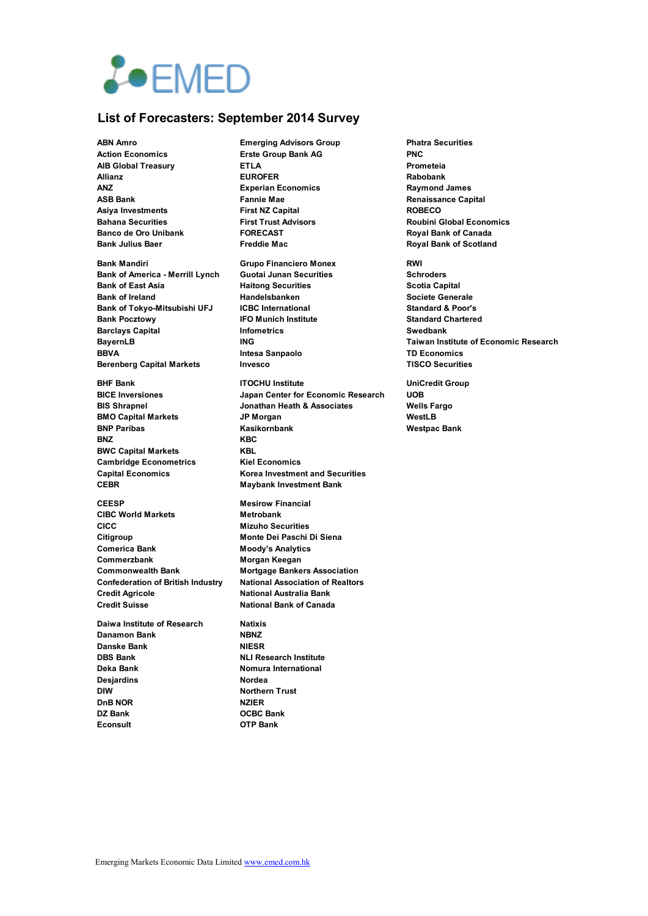EMED

## List of Forecasters: September 2014 Survey

ABN Amro
Action Economics
AIB Global Treasury
Allianz
ANZ
ASB Bank
Asiya Investments
Bahana Securities
Banco de Oro Unibank
Bank Julius Baer

Bank Mandiri
Bank of America - Merrill Lynch
Bank of East Asia
Bank of Ireland
Bank of Tokyo-Mitsubishi UFJ
Bank Pocztowy
Barclays Capital
BayernLB
BBVA
Berenberg Capital Markets

BHF Bank
BICE Inversiones
BIS Shrapnel
BMO Capital Markets
BNP Paribas
BNZ
BWC Capital Markets
Cambridge Econometrics
Capital Economics
CEBR

CEESP
CIBC World Markets
CICC
Citigroup
Comerica Bank
Commerzbank
Commonwealth Bank
Confederation of British Industry
Credit Agricole
Credit Suisse

Daiwa Institute of Research
Danamon Bank
Danske Bank
DBS Bank
Deka Bank
Desjardins
DIW
DnB NOR
DZ Bank
Econsult

Emerging Advisors Group
Erste Group Bank AG
ETLA
EUROFER
Experian Economics
Fannie Mae
First NZ Capital
First Trust Advisors
FORECAST
Freddie Mac

Grupo Financiero Monex
Guotai Junan Securities
Haitong Securities
Handelsbanken
ICBC International
IFO Munich Institute
Infometrics
ING
Intesa Sanpaolo
Invesco

ITOCHU Institute
Japan Center for Economic Research
Jonathan Heath & Associates
JP Morgan
Kasikornbank
KBC
KBL
Kiel Economics
Korea Investment and Securities
Maybank Investment Bank

Mesirow Financial
Metrobank
Mizuho Securities
Monte Dei Paschi Di Siena
Moody's Analytics
Morgan Keegan
Mortgage Bankers Association
National Association of Realtors
National Australia Bank
National Bank of Canada

Natixis
NBNZ
NIESR
NLI Research Institute
Nomura International
Nordea
Northern Trust
NZIER
OCBC Bank
OTP Bank

Phatra Securities
PNC
Prometeia
Rabobank
Raymond James
Renaissance Capital
ROBECO
Roubini Global Economics
Royal Bank of Canada
Royal Bank of Scotland

RWI
Schroders
Scotia Capital
Societe Generale
Standard & Poor's
Standard Chartered
Swedbank
Taiwan Institute of Economic Research
TD Economics
TISCO Securities

UniCredit Group
UOB
Wells Fargo
WestLB
Westpac Bank

Emerging Markets Economic Data Limited www.emed.com.hk